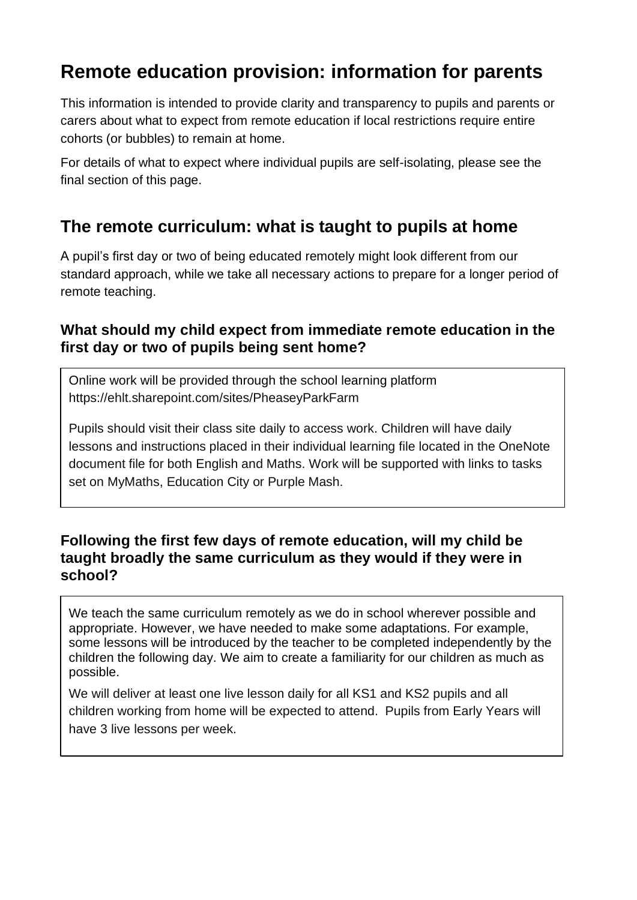# Remote education provision: information for parents

This information is intended to provide clarity and transparency to pupils and parents or carers about what to expect from remote education if local restrictions require entire cohorts (or bubbles) to remain at home.

For details of what to expect where individual pupils are self-isolating, please see the final section of this page.

## The remote curriculum: what is taught to pupils at home

A pupil's first day or two of being educated remotely might look different from our standard approach, while we take all necessary actions to prepare for a longer period of remote teaching.

### What should my child expect from immediate remote education in the first day or two of pupils being sent home?

Online work will be provided through the school learning platform https://ehlt.sharepoint.com/sites/PheaseyParkFarm

Pupils should visit their class site daily to access work. Children will have daily lessons and instructions placed in their individual learning file located in the OneNote document file for both English and Maths. Work will be supported with links to tasks set on MyMaths, Education City or Purple Mash.

### Following the first few days of remote education, will my child be taught broadly the same curriculum as they would if they were in school?

We teach the same curriculum remotely as we do in school wherever possible and appropriate. However, we have needed to make some adaptations. For example, some lessons will be introduced by the teacher to be completed independently by the children the following day. We aim to create a familiarity for our children as much as possible.

We will deliver at least one live lesson daily for all KS1 and KS2 pupils and all children working from home will be expected to attend. Pupils from Early Years will have 3 live lessons per week.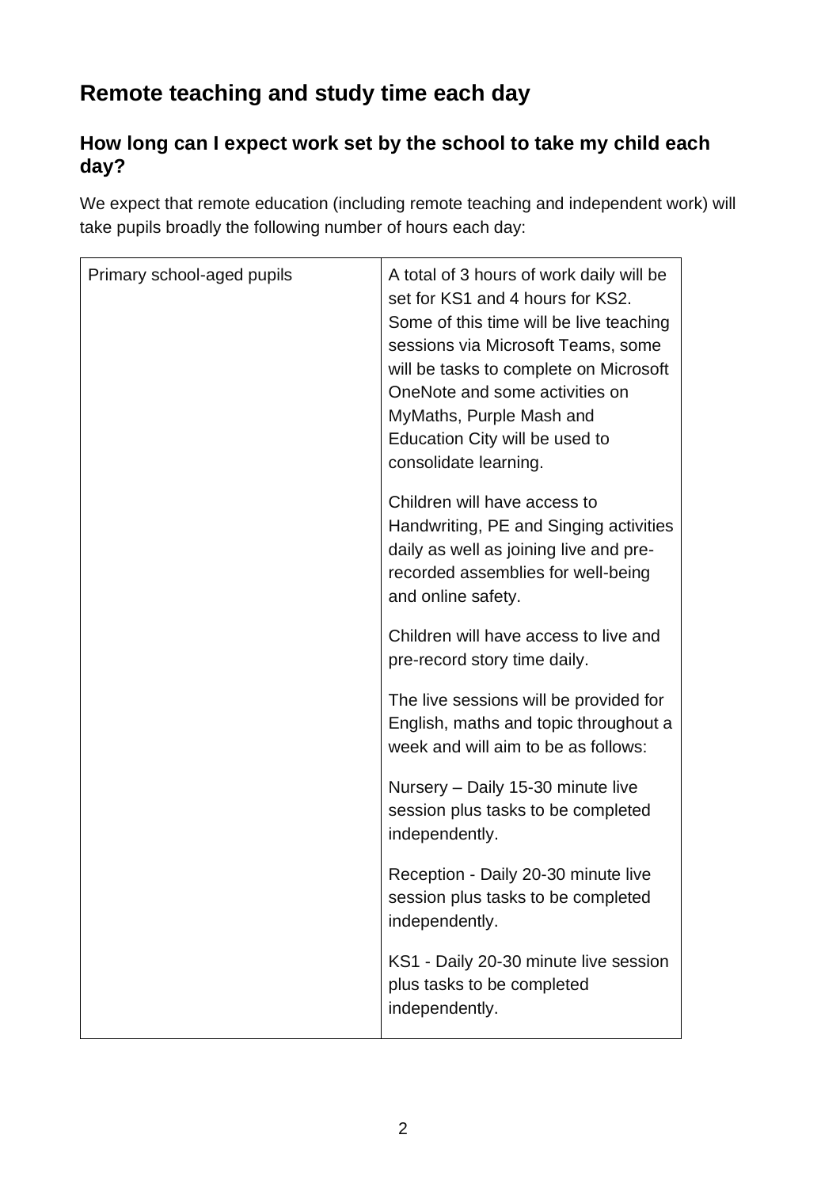## Remote teaching and study time each day

### How long can I expect work set by the school to take my child each day?

We expect that remote education (including remote teaching and independent work) will take pupils broadly the following number of hours each day:

| | |
|---|---|
| Primary school-aged pupils | A total of 3 hours of work daily will be set for KS1 and 4 hours for KS2. Some of this time will be live teaching sessions via Microsoft Teams, some will be tasks to complete on Microsoft OneNote and some activities on MyMaths, Purple Mash and Education City will be used to consolidate learning.<br><br>Children will have access to Handwriting, PE and Singing activities daily as well as joining live and pre-recorded assemblies for well-being and online safety.<br><br>Children will have access to live and pre-record story time daily.<br><br>The live sessions will be provided for English, maths and topic throughout a week and will aim to be as follows:<br><br>Nursery – Daily 15-30 minute live session plus tasks to be completed independently.<br><br>Reception - Daily 20-30 minute live session plus tasks to be completed independently.<br><br>KS1 - Daily 20-30 minute live session plus tasks to be completed independently. |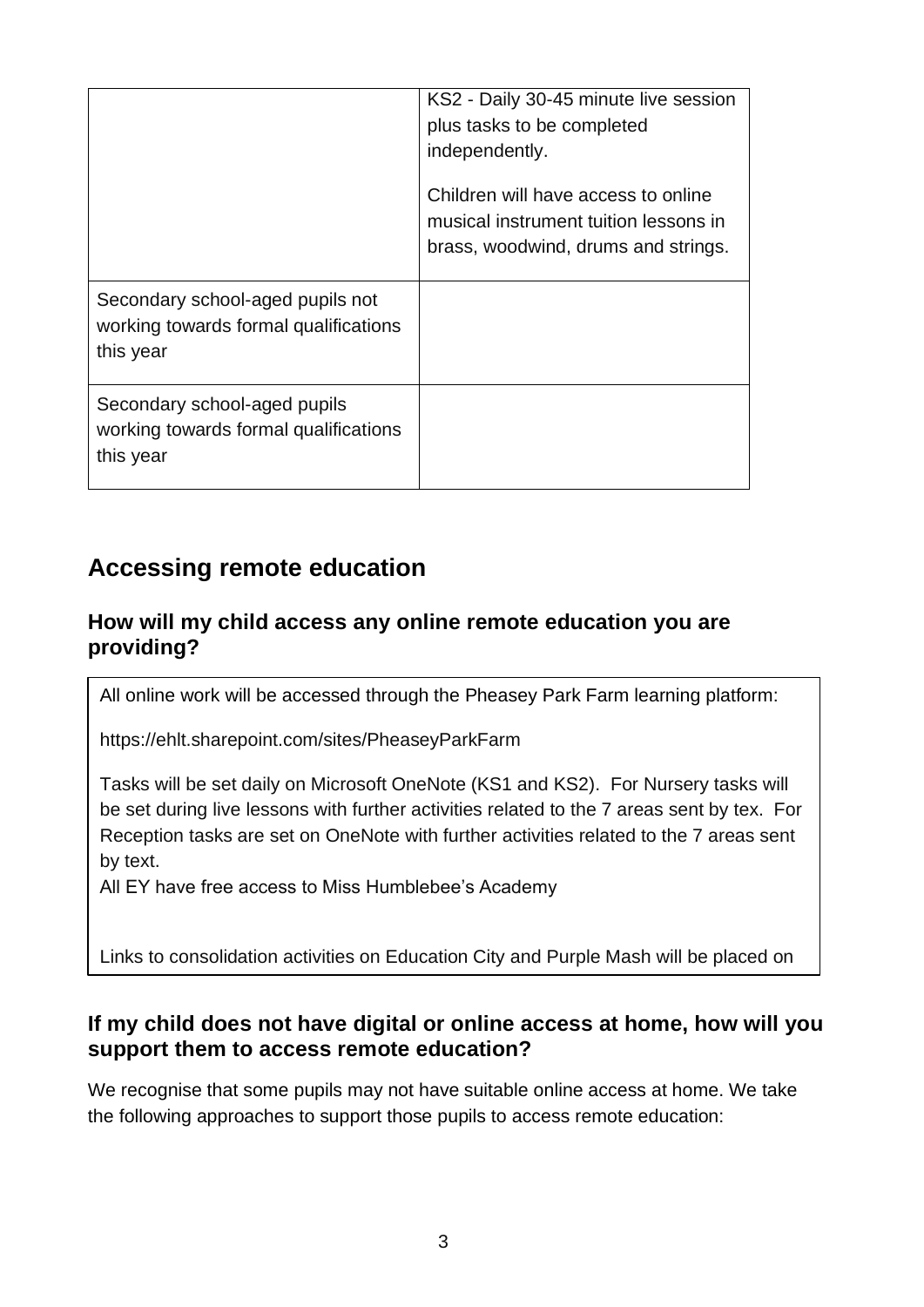| | |
|---|---|
| | KS2 - Daily 30-45 minute live session plus tasks to be completed independently.<br><br>Children will have access to online musical instrument tuition lessons in brass, woodwind, drums and strings. |
| Secondary school-aged pupils not working towards formal qualifications this year | |
| Secondary school-aged pupils working towards formal qualifications this year | |

## Accessing remote education

### How will my child access any online remote education you are providing?

All online work will be accessed through the Pheasey Park Farm learning platform:

https://ehlt.sharepoint.com/sites/PheaseyParkFarm

Tasks will be set daily on Microsoft OneNote (KS1 and KS2). For Nursery tasks will be set during live lessons with further activities related to the 7 areas sent by tex. For Reception tasks are set on OneNote with further activities related to the 7 areas sent by text.
All EY have free access to Miss Humblebee's Academy

Links to consolidation activities on Education City and Purple Mash will be placed on

### If my child does not have digital or online access at home, how will you support them to access remote education?

We recognise that some pupils may not have suitable online access at home. We take the following approaches to support those pupils to access remote education: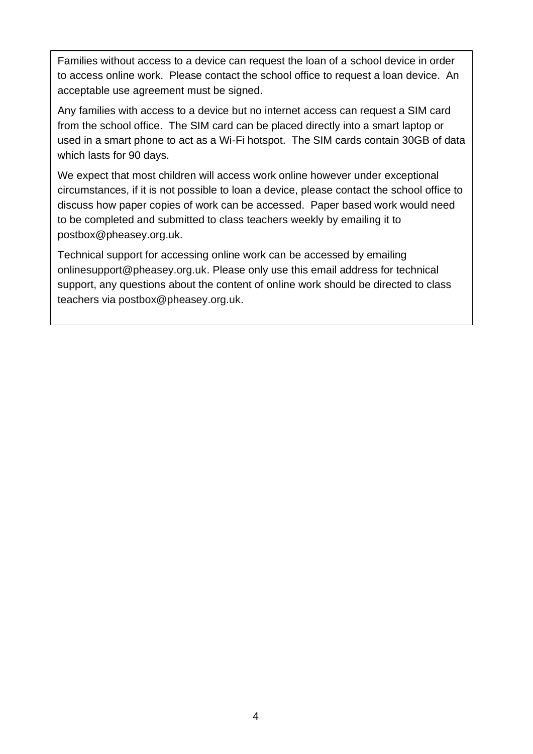Families without access to a device can request the loan of a school device in order to access online work. Please contact the school office to request a loan device. An acceptable use agreement must be signed.

Any families with access to a device but no internet access can request a SIM card from the school office. The SIM card can be placed directly into a smart laptop or used in a smart phone to act as a Wi-Fi hotspot. The SIM cards contain 30GB of data which lasts for 90 days.

We expect that most children will access work online however under exceptional circumstances, if it is not possible to loan a device, please contact the school office to discuss how paper copies of work can be accessed. Paper based work would need to be completed and submitted to class teachers weekly by emailing it to postbox@pheasey.org.uk.

Technical support for accessing online work can be accessed by emailing onlinesupport@pheasey.org.uk. Please only use this email address for technical support, any questions about the content of online work should be directed to class teachers via postbox@pheasey.org.uk.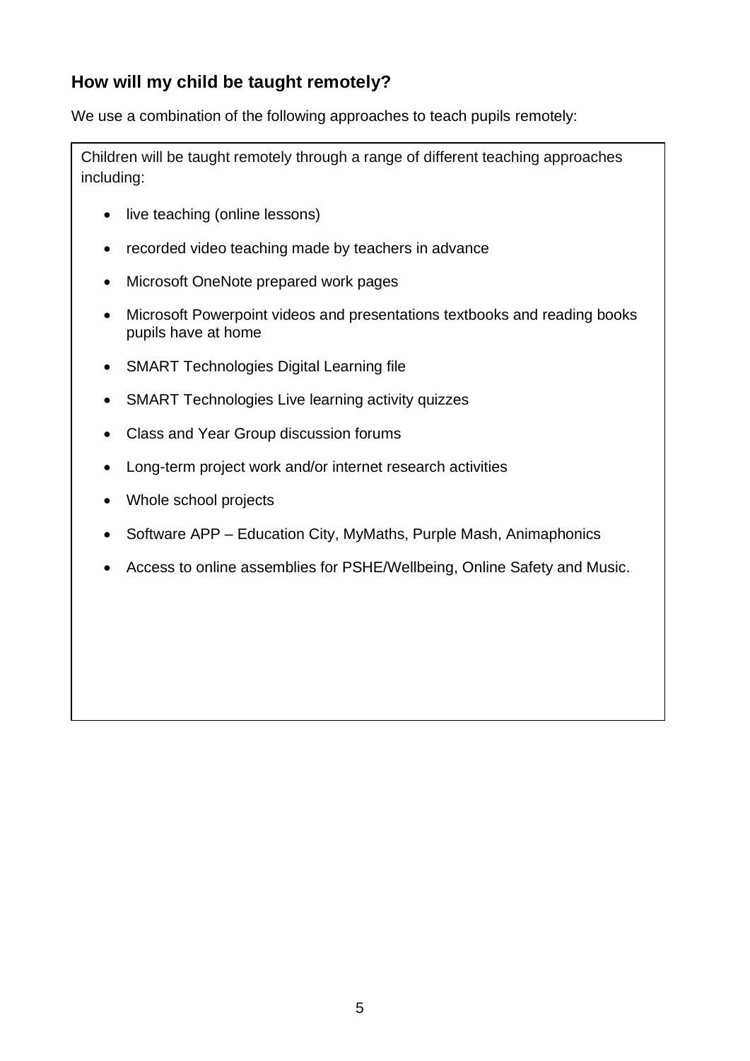## How will my child be taught remotely?

We use a combination of the following approaches to teach pupils remotely:

Children will be taught remotely through a range of different teaching approaches including:

- live teaching (online lessons)
- recorded video teaching made by teachers in advance
- Microsoft OneNote prepared work pages
- Microsoft Powerpoint videos and presentations textbooks and reading books pupils have at home
- SMART Technologies Digital Learning file
- SMART Technologies Live learning activity quizzes
- Class and Year Group discussion forums
- Long-term project work and/or internet research activities
- Whole school projects
- Software APP – Education City, MyMaths, Purple Mash, Animaphonics
- Access to online assemblies for PSHE/Wellbeing, Online Safety and Music.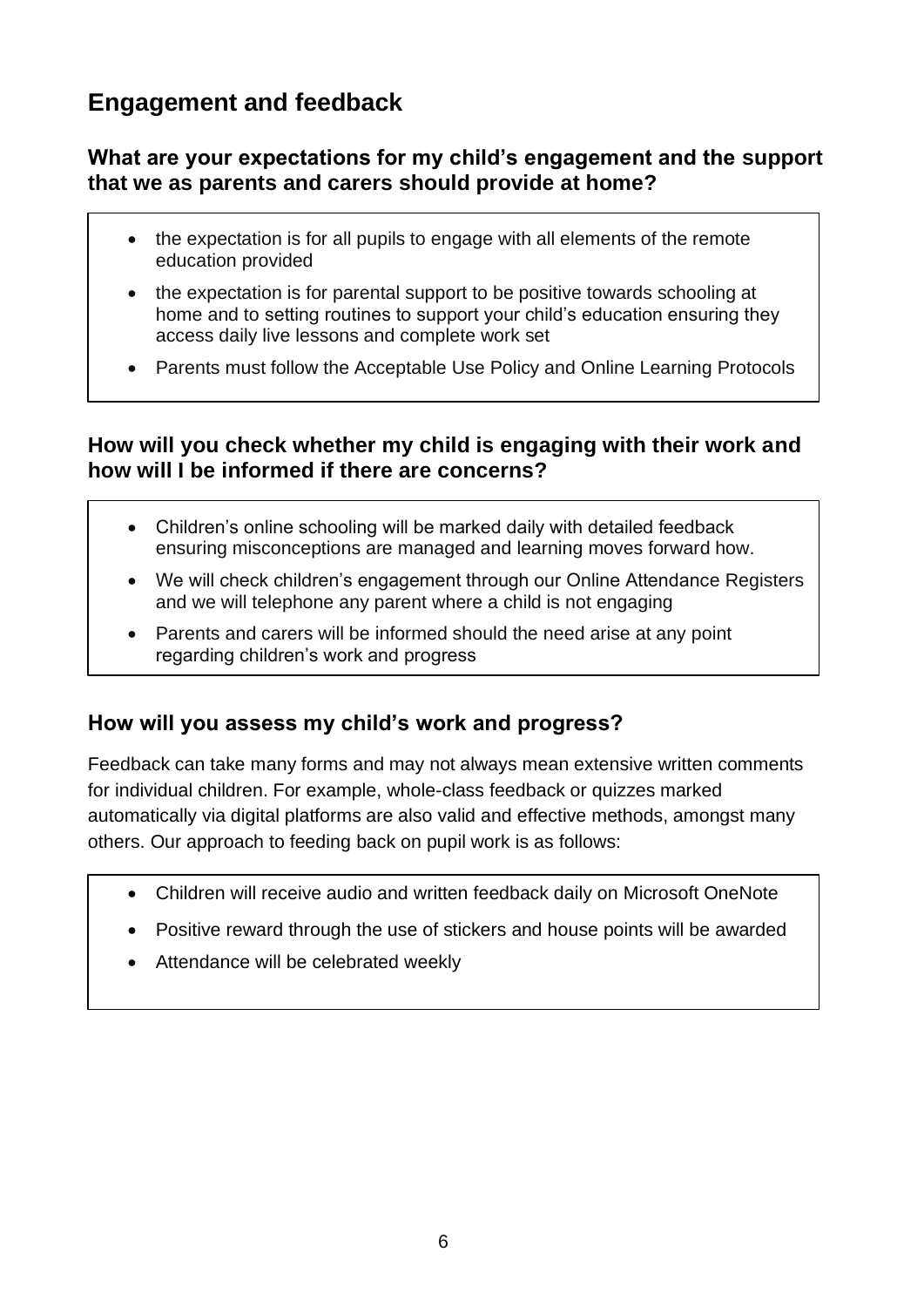## Engagement and feedback

### What are your expectations for my child's engagement and the support that we as parents and carers should provide at home?

- the expectation is for all pupils to engage with all elements of the remote education provided
- the expectation is for parental support to be positive towards schooling at home and to setting routines to support your child's education ensuring they access daily live lessons and complete work set
- Parents must follow the Acceptable Use Policy and Online Learning Protocols

### How will you check whether my child is engaging with their work and how will I be informed if there are concerns?

- Children's online schooling will be marked daily with detailed feedback ensuring misconceptions are managed and learning moves forward how.
- We will check children's engagement through our Online Attendance Registers and we will telephone any parent where a child is not engaging
- Parents and carers will be informed should the need arise at any point regarding children's work and progress

### How will you assess my child's work and progress?

Feedback can take many forms and may not always mean extensive written comments for individual children. For example, whole-class feedback or quizzes marked automatically via digital platforms are also valid and effective methods, amongst many others. Our approach to feeding back on pupil work is as follows:

- Children will receive audio and written feedback daily on Microsoft OneNote
- Positive reward through the use of stickers and house points will be awarded
- Attendance will be celebrated weekly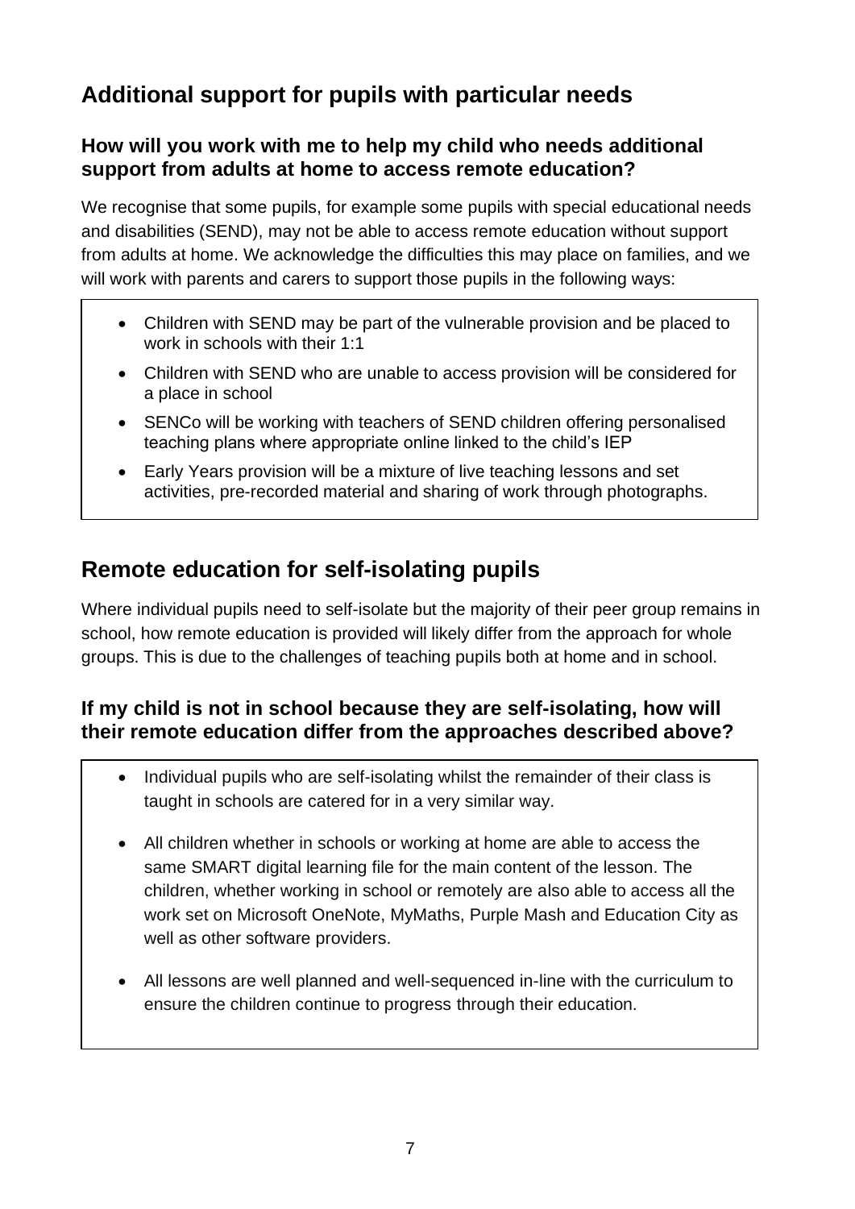## Additional support for pupils with particular needs

### How will you work with me to help my child who needs additional support from adults at home to access remote education?

We recognise that some pupils, for example some pupils with special educational needs and disabilities (SEND), may not be able to access remote education without support from adults at home. We acknowledge the difficulties this may place on families, and we will work with parents and carers to support those pupils in the following ways:

- Children with SEND may be part of the vulnerable provision and be placed to work in schools with their 1:1
- Children with SEND who are unable to access provision will be considered for a place in school
- SENCo will be working with teachers of SEND children offering personalised teaching plans where appropriate online linked to the child's IEP
- Early Years provision will be a mixture of live teaching lessons and set activities, pre-recorded material and sharing of work through photographs.

## Remote education for self-isolating pupils

Where individual pupils need to self-isolate but the majority of their peer group remains in school, how remote education is provided will likely differ from the approach for whole groups. This is due to the challenges of teaching pupils both at home and in school.

### If my child is not in school because they are self-isolating, how will their remote education differ from the approaches described above?

- Individual pupils who are self-isolating whilst the remainder of their class is taught in schools are catered for in a very similar way.
- All children whether in schools or working at home are able to access the same SMART digital learning file for the main content of the lesson. The children, whether working in school or remotely are also able to access all the work set on Microsoft OneNote, MyMaths, Purple Mash and Education City as well as other software providers.
- All lessons are well planned and well-sequenced in-line with the curriculum to ensure the children continue to progress through their education.